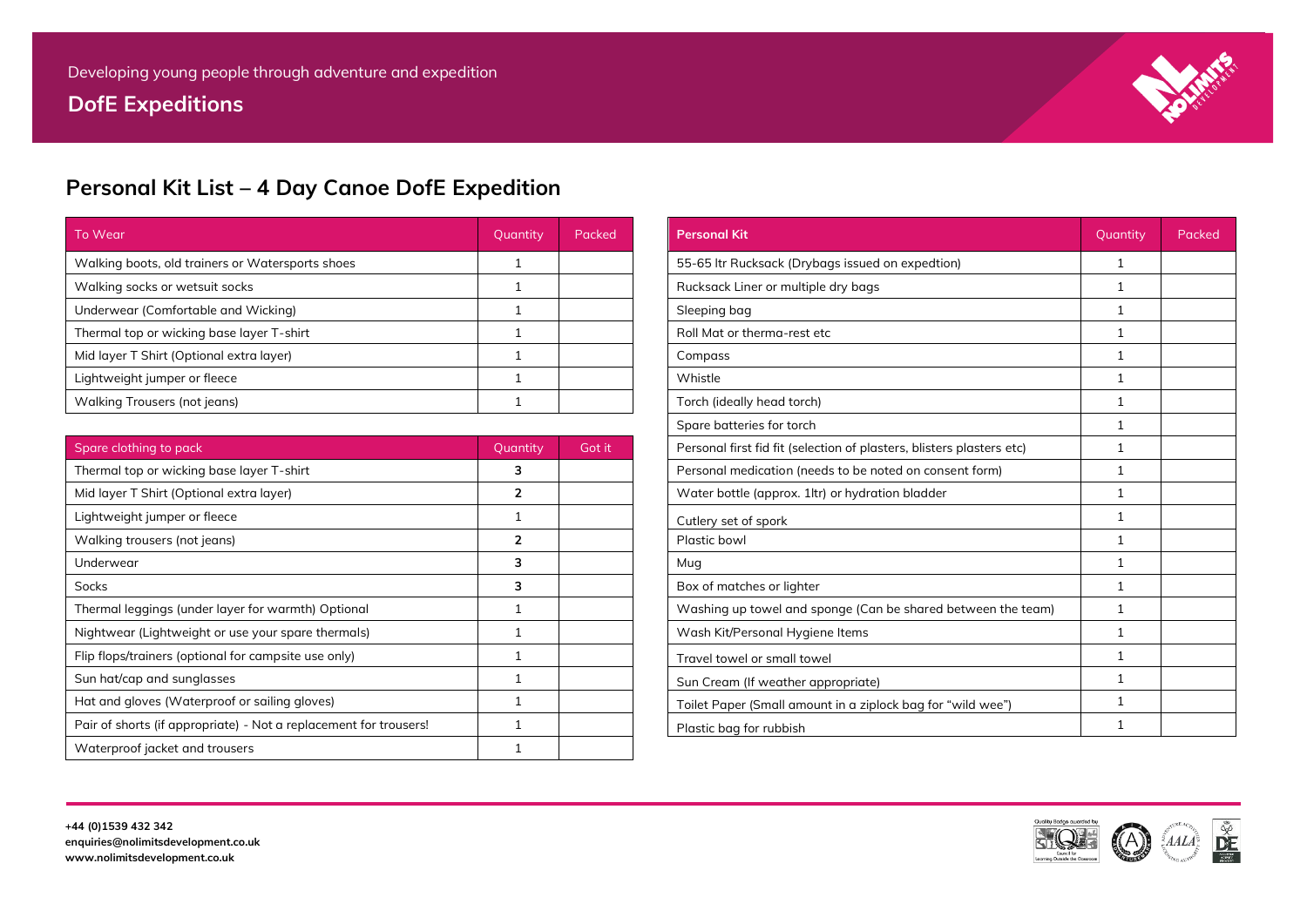Developing young people through adventure and expedition

**DofE Expeditions**

## Personal Kit List – 4 Day Canoe DofE Expedition

| To Wear | Quantity | Packed |
| --- | --- | --- |
| Walking boots, old trainers or Watersports shoes | 1 | |
| Walking socks or wetsuit socks | 1 | |
| Underwear (Comfortable and Wicking) | 1 | |
| Thermal top or wicking base layer T-shirt | 1 | |
| Mid layer T Shirt (Optional extra layer) | 1 | |
| Lightweight jumper or fleece | 1 | |
| Walking Trousers (not jeans) | 1 | |

| Spare clothing to pack | Quantity | Got it |
| --- | --- | --- |
| Thermal top or wicking base layer T-shirt | **3** | |
| Mid layer T Shirt (Optional extra layer) | **2** | |
| Lightweight jumper or fleece | 1 | |
| Walking trousers (not jeans) | **2** | |
| Underwear | **3** | |
| Socks | **3** | |
| Thermal leggings (under layer for warmth) Optional | 1 | |
| Nightwear (Lightweight or use your spare thermals) | 1 | |
| Flip flops/trainers (optional for campsite use only) | 1 | |
| Sun hat/cap and sunglasses | 1 | |
| Hat and gloves (Waterproof or sailing gloves) | 1 | |
| Pair of shorts (if appropriate) - Not a replacement for trousers! | 1 | |
| Waterproof jacket and trousers | 1 | |

| **Personal Kit** | Quantity | Packed |
| --- | --- | --- |
| 55-65 ltr Rucksack (Drybags issued on expedtion) | 1 | |
| Rucksack Liner or multiple dry bags | 1 | |
| Sleeping bag | 1 | |
| Roll Mat or therma-rest etc | 1 | |
| Compass | 1 | |
| Whistle | 1 | |
| Torch (ideally head torch) | 1 | |
| Spare batteries for torch | 1 | |
| Personal first fid fit (selection of plasters, blisters plasters etc) | 1 | |
| Personal medication (needs to be noted on consent form) | 1 | |
| Water bottle (approx. 1ltr) or hydration bladder | 1 | |
| Cutlery set of spork | 1 | |
| Plastic bowl | 1 | |
| Mug | 1 | |
| Box of matches or lighter | 1 | |
| Washing up towel and sponge (Can be shared between the team) | 1 | |
| Wash Kit/Personal Hygiene Items | 1 | |
| Travel towel or small towel | 1 | |
| Sun Cream (If weather appropriate) | 1 | |
| Toilet Paper (Small amount in a ziplock bag for "wild wee") | 1 | |
| Plastic bag for rubbish | 1 | |

**+44 (0)1539 432 342**
**enquiries@nolimitsdevelopment.co.uk**
**www.nolimitsdevelopment.co.uk**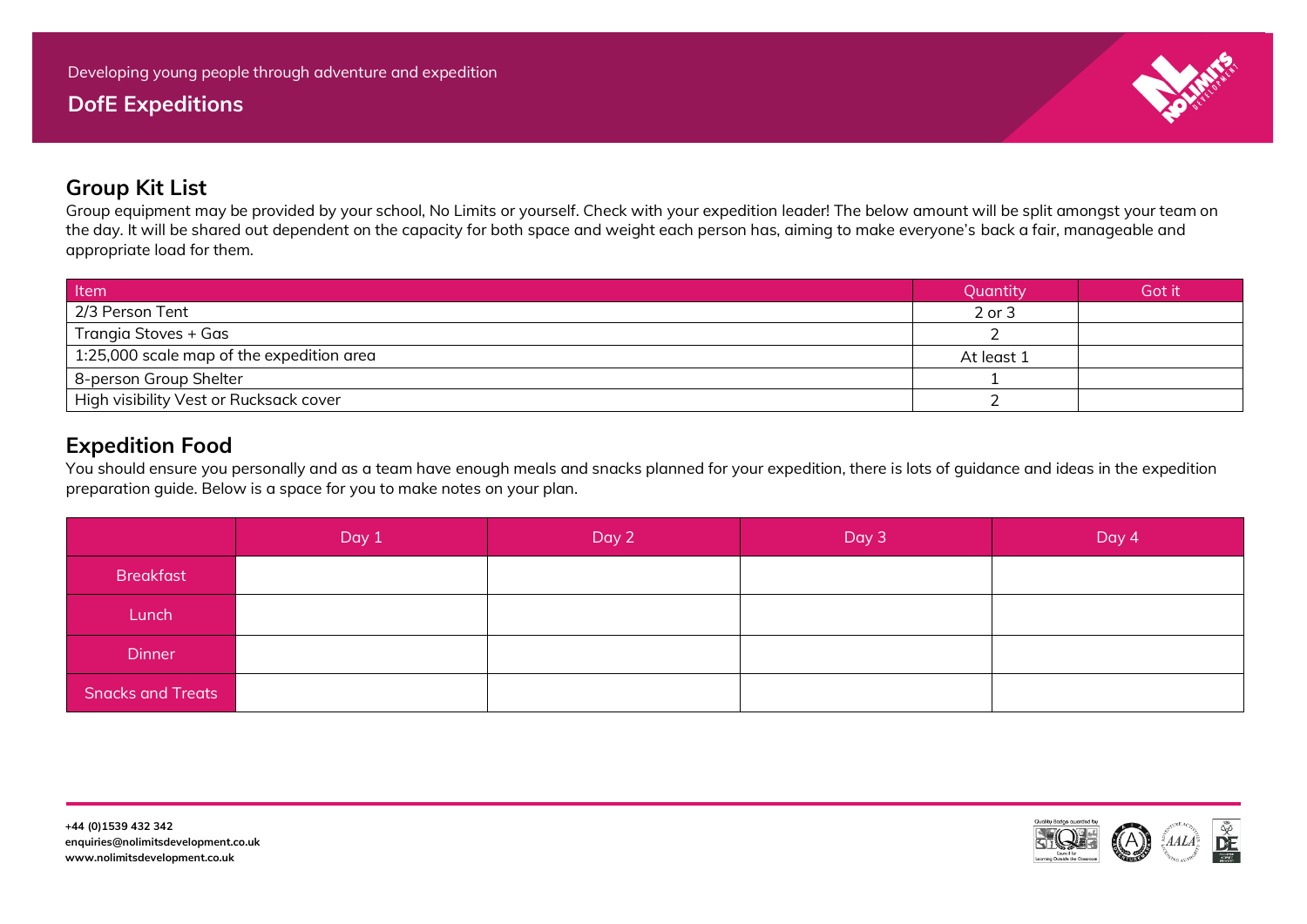Developing young people through adventure and expedition

**DofE Expeditions**

## Group Kit List

Group equipment may be provided by your school, No Limits or yourself. Check with your expedition leader! The below amount will be split amongst your team on the day. It will be shared out dependent on the capacity for both space and weight each person has, aiming to make everyone's back a fair, manageable and appropriate load for them.

| Item | Quantity | Got it |
|---|---|---|
| 2/3 Person Tent | 2 or 3 | |
| Trangia Stoves + Gas | 2 | |
| 1:25,000 scale map of the expedition area | At least 1 | |
| 8-person Group Shelter | 1 | |
| High visibility Vest or Rucksack cover | 2 | |

## Expedition Food

You should ensure you personally and as a team have enough meals and snacks planned for your expedition, there is lots of guidance and ideas in the expedition preparation guide. Below is a space for you to make notes on your plan.

| | Day 1 | Day 2 | Day 3 | Day 4 |
|---|---|---|---|---|
| Breakfast | | | | |
| Lunch | | | | |
| Dinner | | | | |
| Snacks and Treats | | | | |

**+44 (0)1539 432 342**
**enquiries@nolimitsdevelopment.co.uk**
**www.nolimitsdevelopment.co.uk**